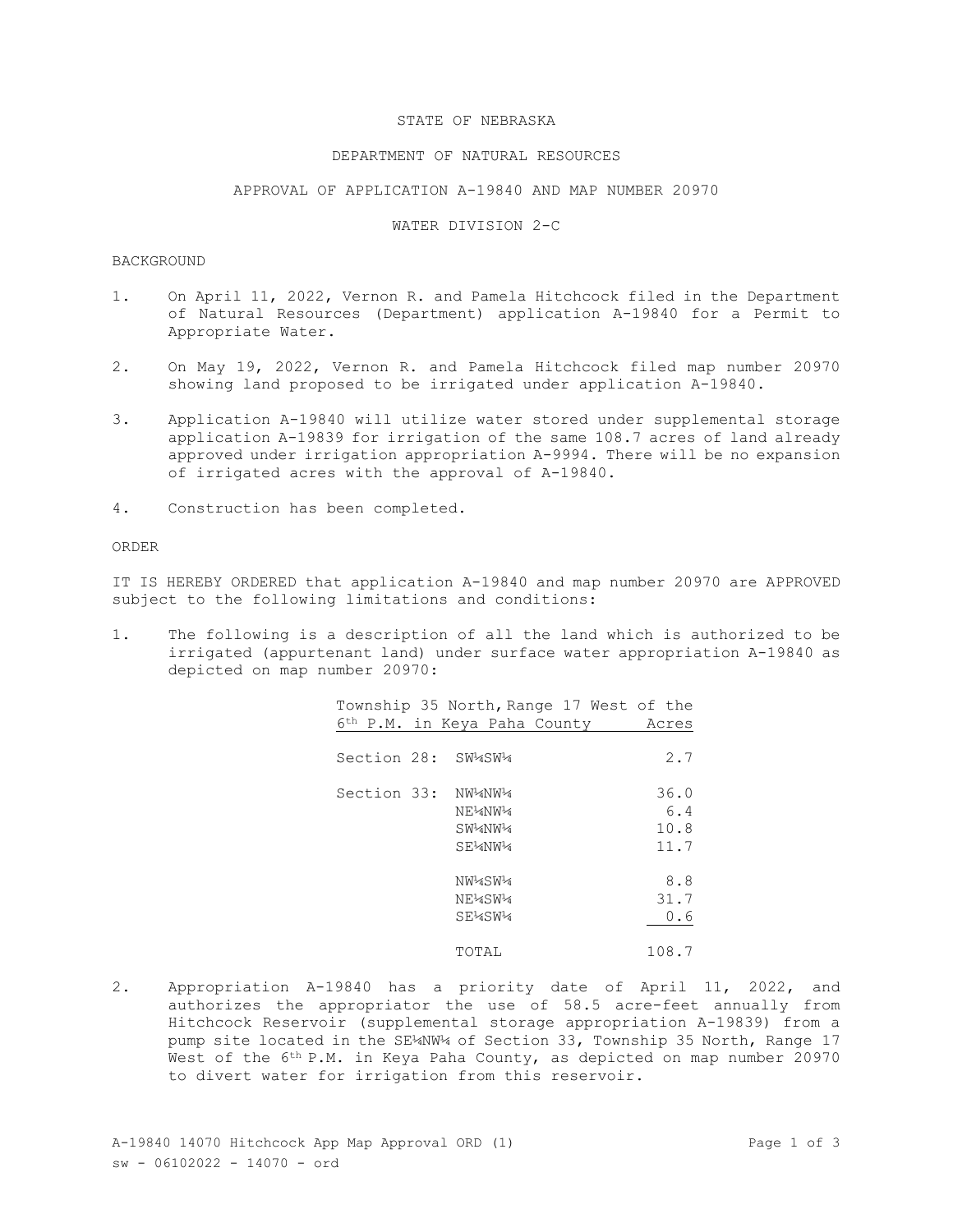STATE OF NEBRASKA

DEPARTMENT OF NATURAL RESOURCES

APPROVAL OF APPLICATION A-19840 AND MAP NUMBER 20970

WATER DIVISION 2-C

BACKGROUND

1. On April 11, 2022, Vernon R. and Pamela Hitchcock filed in the Department of Natural Resources (Department) application A-19840 for a Permit to Appropriate Water.

2. On May 19, 2022, Vernon R. and Pamela Hitchcock filed map number 20970 showing land proposed to be irrigated under application A-19840.

3. Application A-19840 will utilize water stored under supplemental storage application A-19839 for irrigation of the same 108.7 acres of land already approved under irrigation appropriation A-9994. There will be no expansion of irrigated acres with the approval of A-19840.

4. Construction has been completed.

ORDER

IT IS HEREBY ORDERED that application A-19840 and map number 20970 are APPROVED subject to the following limitations and conditions:

1. The following is a description of all the land which is authorized to be irrigated (appurtenant land) under surface water appropriation A-19840 as depicted on map number 20970:

| Township 35 North, Range 17 West of the 6th P.M. in Keya Paha County | | Acres |
|---|---|---|
| Section 28: | SW¼SW¼ | 2.7 |
| Section 33: | NW¼NW¼ | 36.0 |
| | NE¼NW¼ | 6.4 |
| | SW¼NW¼ | 10.8 |
| | SE¼NW¼ | 11.7 |
| | NW¼SW¼ | 8.8 |
| | NE¼SW¼ | 31.7 |
| | SE¼SW¼ | 0.6 |
| | TOTAL | 108.7 |

2. Appropriation A-19840 has a priority date of April 11, 2022, and authorizes the appropriator the use of 58.5 acre-feet annually from Hitchcock Reservoir (supplemental storage appropriation A-19839) from a pump site located in the SE¼NW¼ of Section 33, Township 35 North, Range 17 West of the 6th P.M. in Keya Paha County, as depicted on map number 20970 to divert water for irrigation from this reservoir.

A-19840 14070 Hitchcock App Map Approval ORD (1)
sw - 06102022 - 14070 - ord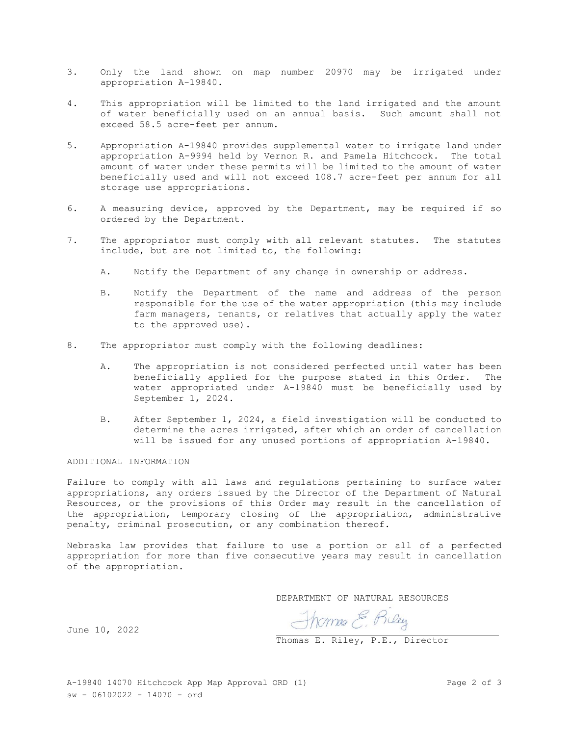3. Only the land shown on map number 20970 may be irrigated under appropriation A-19840.

4. This appropriation will be limited to the land irrigated and the amount of water beneficially used on an annual basis. Such amount shall not exceed 58.5 acre-feet per annum.

5. Appropriation A-19840 provides supplemental water to irrigate land under appropriation A-9994 held by Vernon R. and Pamela Hitchcock. The total amount of water under these permits will be limited to the amount of water beneficially used and will not exceed 108.7 acre-feet per annum for all storage use appropriations.

6. A measuring device, approved by the Department, may be required if so ordered by the Department.

7. The appropriator must comply with all relevant statutes. The statutes include, but are not limited to, the following:

   A. Notify the Department of any change in ownership or address.

   B. Notify the Department of the name and address of the person responsible for the use of the water appropriation (this may include farm managers, tenants, or relatives that actually apply the water to the approved use).

8. The appropriator must comply with the following deadlines:

   A. The appropriation is not considered perfected until water has been beneficially applied for the purpose stated in this Order. The water appropriated under A-19840 must be beneficially used by September 1, 2024.

   B. After September 1, 2024, a field investigation will be conducted to determine the acres irrigated, after which an order of cancellation will be issued for any unused portions of appropriation A-19840.

ADDITIONAL INFORMATION

Failure to comply with all laws and regulations pertaining to surface water appropriations, any orders issued by the Director of the Department of Natural Resources, or the provisions of this Order may result in the cancellation of the appropriation, temporary closing of the appropriation, administrative penalty, criminal prosecution, or any combination thereof.

Nebraska law provides that failure to use a portion or all of a perfected appropriation for more than five consecutive years may result in cancellation of the appropriation.

DEPARTMENT OF NATURAL RESOURCES

June 10, 2022

Thomas E. Riley

Thomas E. Riley, P.E., Director

A-19840 14070 Hitchcock App Map Approval ORD (1)
sw - 06102022 - 14070 - ord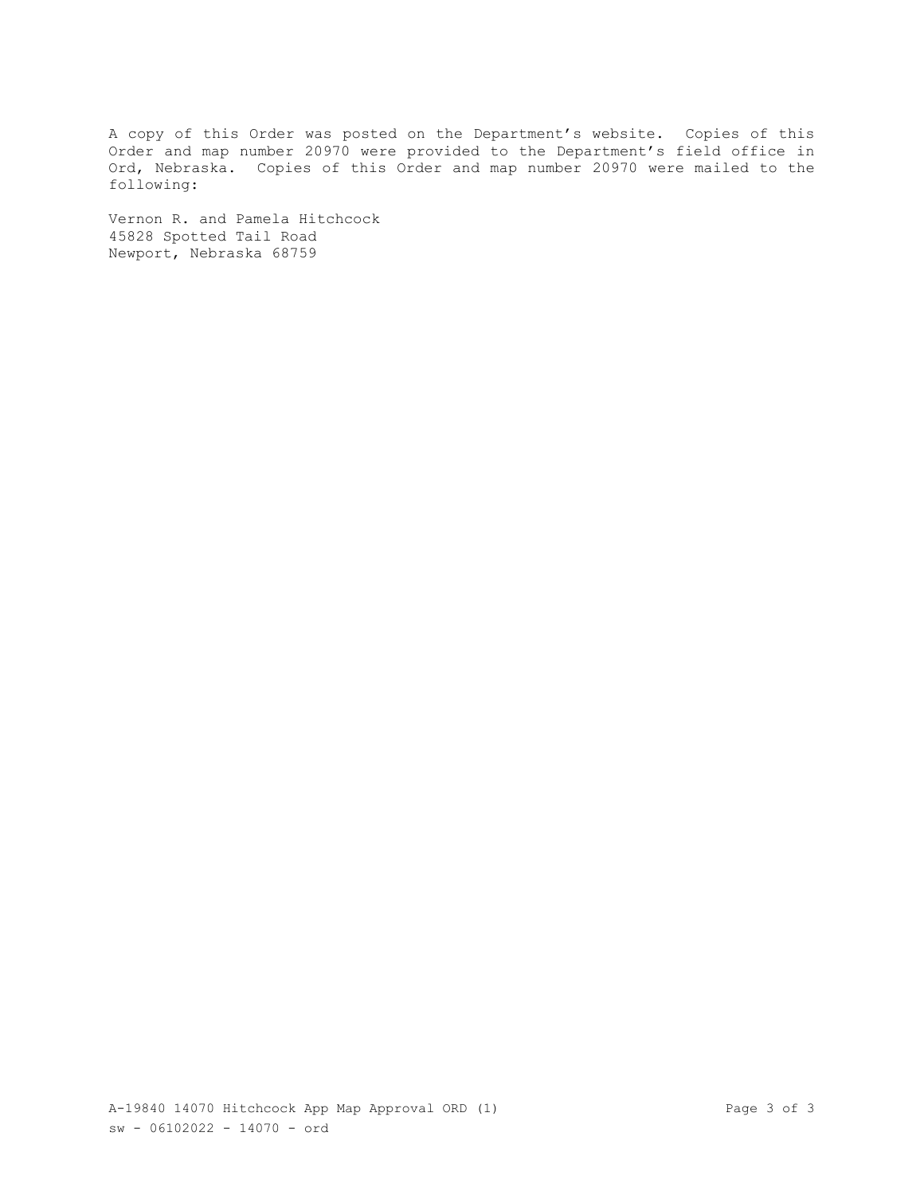A copy of this Order was posted on the Department's website. Copies of this Order and map number 20970 were provided to the Department's field office in Ord, Nebraska. Copies of this Order and map number 20970 were mailed to the following:

Vernon R. and Pamela Hitchcock
45828 Spotted Tail Road
Newport, Nebraska 68759

A-19840 14070 Hitchcock App Map Approval ORD (1)
sw - 06102022 - 14070 - ord